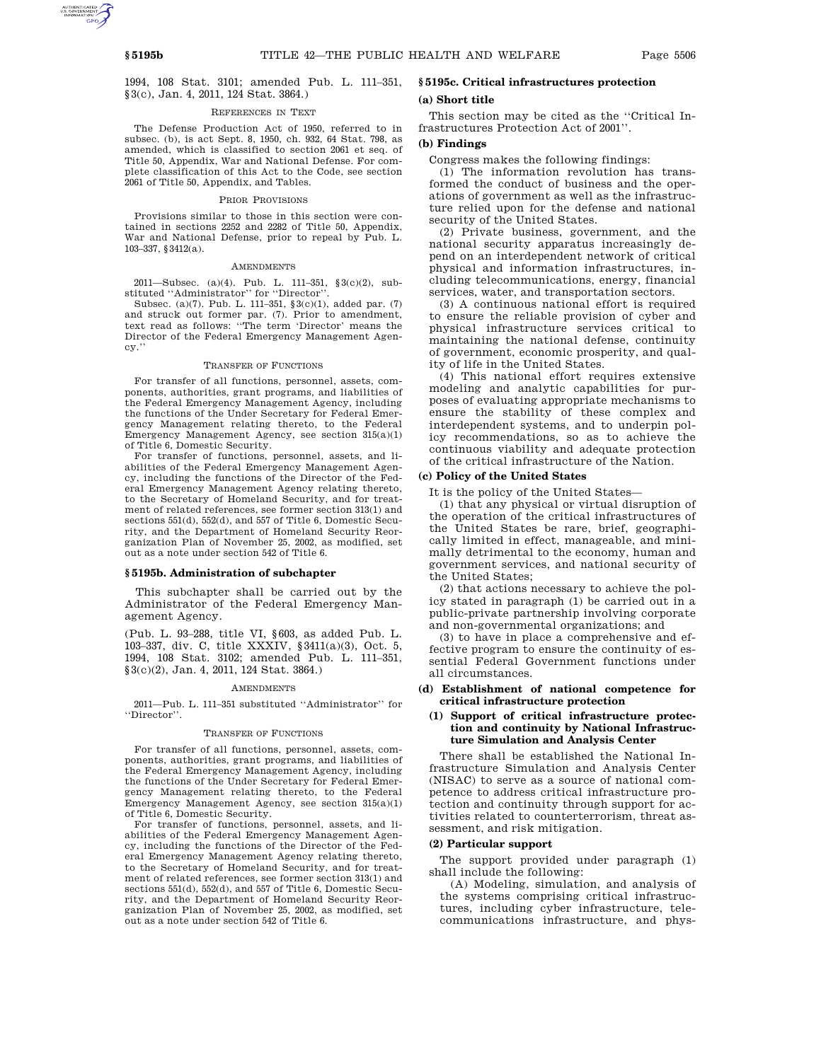1994, 108 Stat. 3101; amended Pub. L. 111–351, §3(c), Jan. 4, 2011, 124 Stat. 3864.)

REFERENCES IN TEXT

The Defense Production Act of 1950, referred to in subsec. (b), is act Sept. 8, 1950, ch. 932, 64 Stat. 798, as amended, which is classified to section 2061 et seq. of Title 50, Appendix, War and National Defense. For complete classification of this Act to the Code, see section 2061 of Title 50, Appendix, and Tables.

PRIOR PROVISIONS

Provisions similar to those in this section were contained in sections 2252 and 2282 of Title 50, Appendix, War and National Defense, prior to repeal by Pub. L. 103–337, §3412(a).

AMENDMENTS

2011—Subsec. (a)(4). Pub. L. 111–351, §3(c)(2), substituted ''Administrator'' for ''Director''.

Subsec. (a)(7). Pub. L. 111–351, §3(c)(1), added par. (7) and struck out former par. (7). Prior to amendment, text read as follows: ''The term 'Director' means the Director of the Federal Emergency Management Agency.''

TRANSFER OF FUNCTIONS

For transfer of all functions, personnel, assets, components, authorities, grant programs, and liabilities of the Federal Emergency Management Agency, including the functions of the Under Secretary for Federal Emergency Management relating thereto, to the Federal Emergency Management Agency, see section 315(a)(1) of Title 6, Domestic Security.

For transfer of functions, personnel, assets, and liabilities of the Federal Emergency Management Agency, including the functions of the Director of the Federal Emergency Management Agency relating thereto, to the Secretary of Homeland Security, and for treatment of related references, see former section 313(1) and sections 551(d), 552(d), and 557 of Title 6, Domestic Security, and the Department of Homeland Security Reorganization Plan of November 25, 2002, as modified, set out as a note under section 542 of Title 6.

## §5195b. Administration of subchapter

This subchapter shall be carried out by the Administrator of the Federal Emergency Management Agency.

(Pub. L. 93–288, title VI, §603, as added Pub. L. 103–337, div. C, title XXXIV, §3411(a)(3), Oct. 5, 1994, 108 Stat. 3102; amended Pub. L. 111–351, §3(c)(2), Jan. 4, 2011, 124 Stat. 3864.)

AMENDMENTS

2011—Pub. L. 111–351 substituted ''Administrator'' for ''Director''.

TRANSFER OF FUNCTIONS

For transfer of all functions, personnel, assets, components, authorities, grant programs, and liabilities of the Federal Emergency Management Agency, including the functions of the Under Secretary for Federal Emergency Management relating thereto, to the Federal Emergency Management Agency, see section 315(a)(1) of Title 6, Domestic Security.

For transfer of functions, personnel, assets, and liabilities of the Federal Emergency Management Agency, including the functions of the Director of the Federal Emergency Management Agency relating thereto, to the Secretary of Homeland Security, and for treatment of related references, see former section 313(1) and sections 551(d), 552(d), and 557 of Title 6, Domestic Security, and the Department of Homeland Security Reorganization Plan of November 25, 2002, as modified, set out as a note under section 542 of Title 6.

## §5195c. Critical infrastructures protection

### (a) Short title

This section may be cited as the ''Critical Infrastructures Protection Act of 2001''.

### (b) Findings

Congress makes the following findings:

(1) The information revolution has transformed the conduct of business and the operations of government as well as the infrastructure relied upon for the defense and national security of the United States.

(2) Private business, government, and the national security apparatus increasingly depend on an interdependent network of critical physical and information infrastructures, including telecommunications, energy, financial services, water, and transportation sectors.

(3) A continuous national effort is required to ensure the reliable provision of cyber and physical infrastructure services critical to maintaining the national defense, continuity of government, economic prosperity, and quality of life in the United States.

(4) This national effort requires extensive modeling and analytic capabilities for purposes of evaluating appropriate mechanisms to ensure the stability of these complex and interdependent systems, and to underpin policy recommendations, so as to achieve the continuous viability and adequate protection of the critical infrastructure of the Nation.

### (c) Policy of the United States

It is the policy of the United States—

(1) that any physical or virtual disruption of the operation of the critical infrastructures of the United States be rare, brief, geographically limited in effect, manageable, and minimally detrimental to the economy, human and government services, and national security of the United States;

(2) that actions necessary to achieve the policy stated in paragraph (1) be carried out in a public-private partnership involving corporate and non-governmental organizations; and

(3) to have in place a comprehensive and effective program to ensure the continuity of essential Federal Government functions under all circumstances.

### (d) Establishment of national competence for critical infrastructure protection

#### (1) Support of critical infrastructure protection and continuity by National Infrastructure Simulation and Analysis Center

There shall be established the National Infrastructure Simulation and Analysis Center (NISAC) to serve as a source of national competence to address critical infrastructure protection and continuity through support for activities related to counterterrorism, threat assessment, and risk mitigation.

#### (2) Particular support

The support provided under paragraph (1) shall include the following:

(A) Modeling, simulation, and analysis of the systems comprising critical infrastructures, including cyber infrastructure, telecommunications infrastructure, and phys-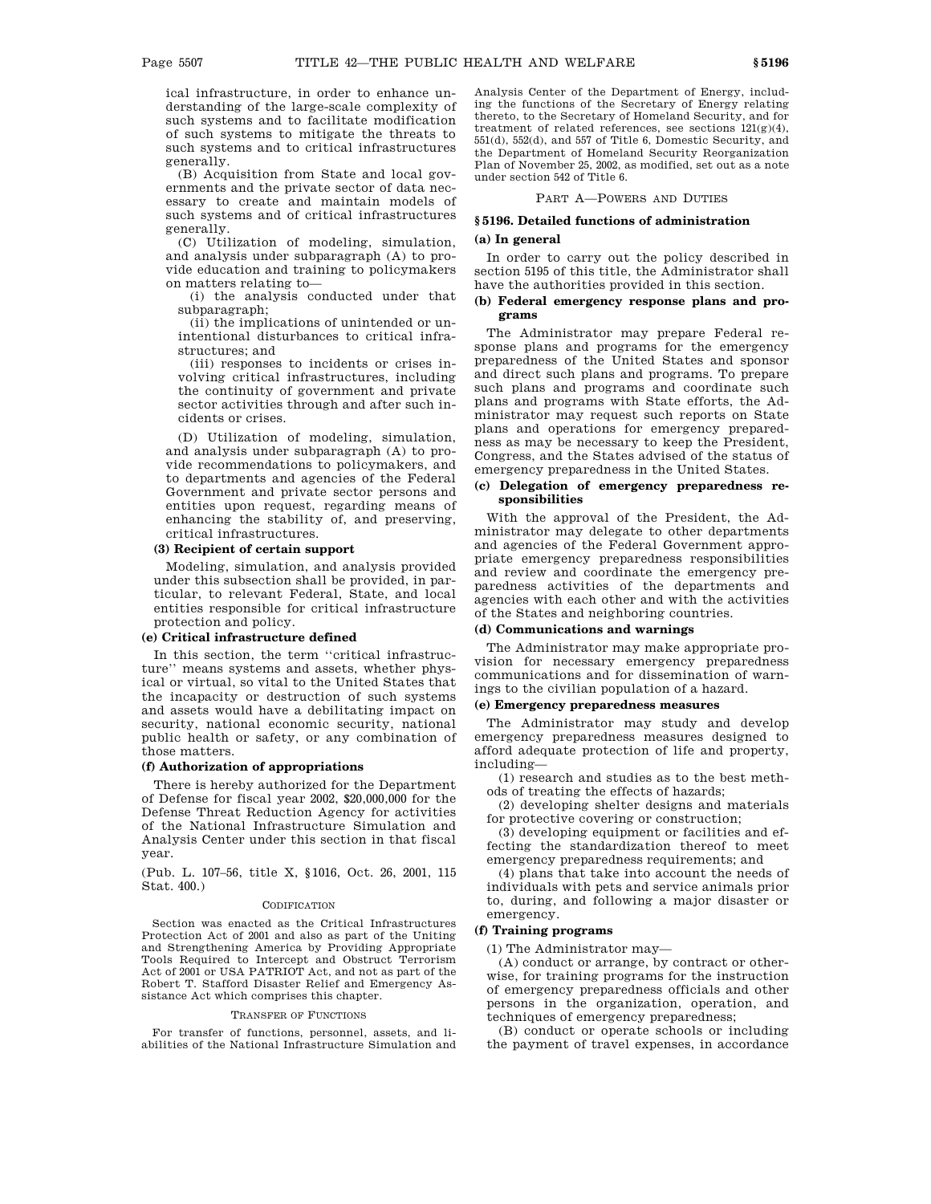ical infrastructure, in order to enhance understanding of the large-scale complexity of such systems and to facilitate modification of such systems to mitigate the threats to such systems and to critical infrastructures generally.

(B) Acquisition from State and local governments and the private sector of data necessary to create and maintain models of such systems and of critical infrastructures generally.

(C) Utilization of modeling, simulation, and analysis under subparagraph (A) to provide education and training to policymakers on matters relating to—

(i) the analysis conducted under that subparagraph;

(ii) the implications of unintended or unintentional disturbances to critical infrastructures; and

(iii) responses to incidents or crises involving critical infrastructures, including the continuity of government and private sector activities through and after such incidents or crises.

(D) Utilization of modeling, simulation, and analysis under subparagraph (A) to provide recommendations to policymakers, and to departments and agencies of the Federal Government and private sector persons and entities upon request, regarding means of enhancing the stability of, and preserving, critical infrastructures.

**(3) Recipient of certain support**

Modeling, simulation, and analysis provided under this subsection shall be provided, in particular, to relevant Federal, State, and local entities responsible for critical infrastructure protection and policy.

**(e) Critical infrastructure defined**

In this section, the term "critical infrastructure" means systems and assets, whether physical or virtual, so vital to the United States that the incapacity or destruction of such systems and assets would have a debilitating impact on security, national economic security, national public health or safety, or any combination of those matters.

**(f) Authorization of appropriations**

There is hereby authorized for the Department of Defense for fiscal year 2002, $20,000,000 for the Defense Threat Reduction Agency for activities of the National Infrastructure Simulation and Analysis Center under this section in that fiscal year.

(Pub. L. 107–56, title X, §1016, Oct. 26, 2001, 115 Stat. 400.)

CODIFICATION

Section was enacted as the Critical Infrastructures Protection Act of 2001 and also as part of the Uniting and Strengthening America by Providing Appropriate Tools Required to Intercept and Obstruct Terrorism Act of 2001 or USA PATRIOT Act, and not as part of the Robert T. Stafford Disaster Relief and Emergency Assistance Act which comprises this chapter.

TRANSFER OF FUNCTIONS

For transfer of functions, personnel, assets, and liabilities of the National Infrastructure Simulation and Analysis Center of the Department of Energy, including the functions of the Secretary of Energy relating thereto, to the Secretary of Homeland Security, and for treatment of related references, see sections 121(g)(4), 551(d), 552(d), and 557 of Title 6, Domestic Security, and the Department of Homeland Security Reorganization Plan of November 25, 2002, as modified, set out as a note under section 542 of Title 6.

PART A—POWERS AND DUTIES

## §5196. Detailed functions of administration

**(a) In general**

In order to carry out the policy described in section 5195 of this title, the Administrator shall have the authorities provided in this section.

**(b) Federal emergency response plans and programs**

The Administrator may prepare Federal response plans and programs for the emergency preparedness of the United States and sponsor and direct such plans and programs. To prepare such plans and programs and coordinate such plans and programs with State efforts, the Administrator may request such reports on State plans and operations for emergency preparedness as may be necessary to keep the President, Congress, and the States advised of the status of emergency preparedness in the United States.

**(c) Delegation of emergency preparedness responsibilities**

With the approval of the President, the Administrator may delegate to other departments and agencies of the Federal Government appropriate emergency preparedness responsibilities and review and coordinate the emergency preparedness activities of the departments and agencies with each other and with the activities of the States and neighboring countries.

**(d) Communications and warnings**

The Administrator may make appropriate provision for necessary emergency preparedness communications and for dissemination of warnings to the civilian population of a hazard.

**(e) Emergency preparedness measures**

The Administrator may study and develop emergency preparedness measures designed to afford adequate protection of life and property, including—

(1) research and studies as to the best methods of treating the effects of hazards;

(2) developing shelter designs and materials for protective covering or construction;

(3) developing equipment or facilities and effecting the standardization thereof to meet emergency preparedness requirements; and

(4) plans that take into account the needs of individuals with pets and service animals prior to, during, and following a major disaster or emergency.

**(f) Training programs**

(1) The Administrator may—

(A) conduct or arrange, by contract or otherwise, for training programs for the instruction of emergency preparedness officials and other persons in the organization, operation, and techniques of emergency preparedness;

(B) conduct or operate schools or including the payment of travel expenses, in accordance